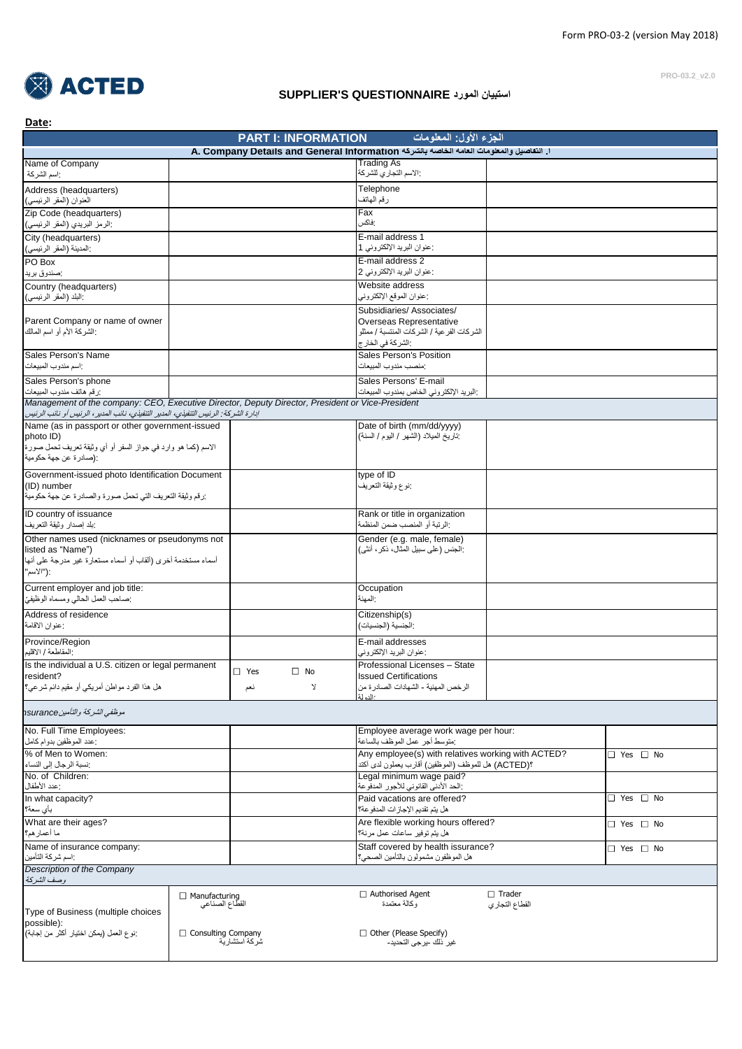Form PRO-03-2 (version May 2018)

ACTED

PRO-03.2_v2.0

# SUPPLIER'S QUESTIONNAIRE استبيان المورد

**Date:**

## PART I: INFORMATION الجزء الأول: المعلومات

### A. Company Details and General Information أ. التفاصيل والمعلومات العامة الخاصة بالشركة

| | | | |
|---|---|---|---|
| Name of Company<br>:اسم الشركة | | Trading As<br>:الاسم التجاري للشركة | |
| Address (headquarters)<br>العنوان (المقر الرئيسي) | | Telephone<br>رقم الهاتف | |
| Zip Code (headquarters)<br>:الرمز البريدي (المقر الرئيسي) | | Fax<br>:فاكس | |
| City (headquarters)<br>:المدينة (المقر الرئيسي) | | E-mail address 1<br>:عنوان البريد الإلكتروني 1 | |
| PO Box<br>:صندوق بريد | | E-mail address 2<br>:عنوان البريد الإلكتروني 2 | |
| Country (headquarters)<br>:البلد (المقر الرئيسي) | | Website address<br>:عنوان الموقع الإلكتروني | |
| Parent Company or name of owner<br>:الشركة الأم أو اسم المالك | | Subsidiaries/ Associates/ Overseas Representative<br>الشركات الفرعية / الشركات المنتسبة / ممثلو الشركة في الخارج: | |
| Sales Person's Name<br>:اسم مندوب المبيعات | | Sales Person's Position<br>:منصب مندوب المبيعات | |
| Sales Person's phone<br>:رقم هاتف مندوب المبيعات | | Sales Persons' E-mail<br>:البريد الإلكتروني الخاص بمندوب المبيعات | |

*Management of the company: CEO, Executive Director, Deputy Director, President or Vice-President*
*إدارة الشركة: الرئيس التنفيذي، المدير التنفيذي، نائب المدير، الرئيس أو نائب الرئيس*

| | | | |
|---|---|---|---|
| Name (as in passport or other government-issued photo ID)<br>الاسم (كما هو وارد في جواز السفر أو أي وثيقة تعريف تحمل صورة صادرة عن جهة حكومية): | | Date of birth (mm/dd/yyyy)<br>:تاريخ الميلاد (الشهر / اليوم / السنة) | |
| Government-issued photo Identification Document (ID) number<br>:رقم وثيقة التعريف التي تحمل صورة والصادرة عن جهة حكومية | | type of ID<br>:نوع وثيقة التعريف | |
| ID country of issuance<br>:بلد إصدار وثيقة التعريف | | Rank or title in organization<br>:الرتبة أو المنصب ضمن المنظمة | |
| Other names used (nicknames or pseudonyms not listed as "Name")<br>أسماء مستخدمة أخرى (ألقاب أو أسماء مستعارة غير مدرجة على أنها "الاسم"): | | Gender (e.g. male, female)<br>:الجنس (على سبيل المثال، ذكر، أنثى) | |
| Current employer and job title:<br>:صاحب العمل الحالي ومسماه الوظيفي | | Occupation<br>:المهنة | |
| Address of residence<br>:عنوان الاقامة | | Citizenship(s)<br>:الجنسية (الجنسيات) | |
| Province/Region<br>:المقاطعة / الاقليم | | E-mail addresses<br>:عنوان البريد الإلكتروني | |
| Is the individual a U.S. citizen or legal permanent resident?<br>هل هذا الفرد مواطن أمريكي أو مقيم دائم شرعي؟ | ☐ Yes نعم ☐ No لا | Professional Licenses – State Issued Certifications<br>الرخص المهنية - الشهادات الصادرة من الدولة: | |

*موظفي الشركة والتأمين nsurance*

| | | | |
|---|---|---|---|
| No. Full Time Employees:<br>:عدد الموظفين بدوام كامل | | Employee average work wage per hour:<br>:متوسط أجر عمل الموظف بالساعة | |
| % of Men to Women:<br>:نسبة الرجال إلى النساء | | Any employee(s) with relatives working with ACTED?<br>هل للموظف (الموظفين) أقارب يعملون لدى ACTED؟ | ☐ Yes ☐ No |
| No. of Children:<br>:عدد الأطفال | | Legal minimum wage paid?<br>:الحد الأدنى القانوني للأجور المدفوعة | |
| In what capacity?<br>بأي سعة؟ | | Paid vacations are offered?<br>هل يتم تقديم الإجازات المدفوعة؟ | ☐ Yes ☐ No |
| What are their ages?<br>ما أعمارهم؟ | | Are flexible working hours offered?<br>هل يتم توفير ساعات عمل مرنة؟ | ☐ Yes ☐ No |
| Name of insurance company:<br>:اسم شركة التأمين | | Staff covered by health issurance?<br>هل الموظفون مشمولون بالتأمين الصحي؟ | ☐ Yes ☐ No |

*Description of the Company*
*وصف الشركة*

| | | | |
|---|---|---|---|
| Type of Business (multiple choices possible):<br>:نوع العمل (يمكن اختيار أكثر من إجابة) | ☐ Manufacturing القطاع الصناعي<br>☐ Consulting Company شركة استشارية | ☐ Authorised Agent وكالة معتمدة<br>☐ Other (Please Specify) غير ذلك -يرجى التحديد- | ☐ Trader القطاع التجاري |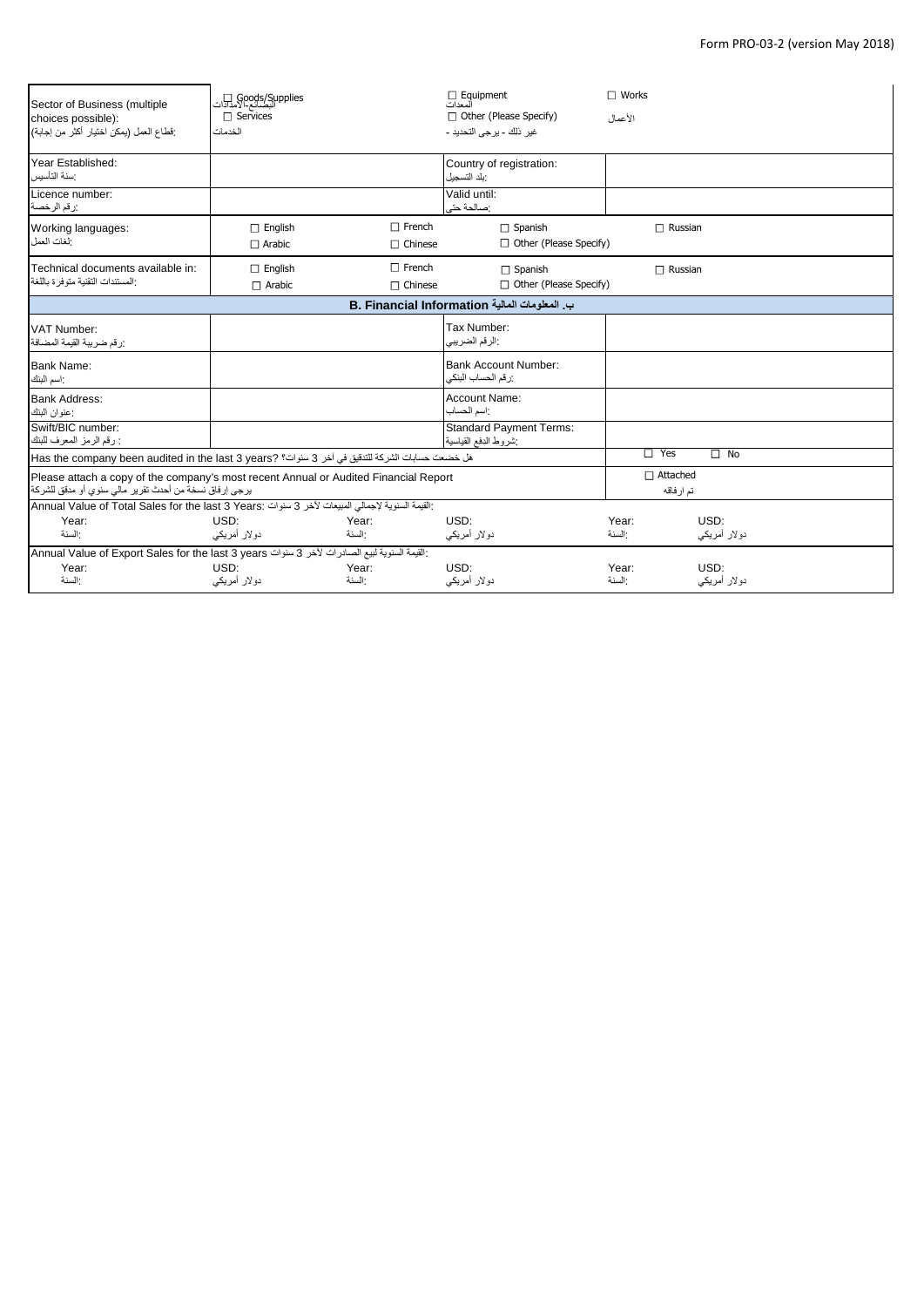Form PRO-03-2 (version May 2018)

| Sector of Business (multiple choices possible): قطاع العمل (يمكن اختيار أكثر من إجابة): | ☐ Goods/Supplies البضائع-الإمدادات ☐ Services الخدمات | | ☐ Equipment المعدات ☐ Other (Please Specify) غير ذلك - يرجى التحديد - | ☐ Works الأعمال | |
|---|---|---|---|---|---|
| Year Established: سنة التأسيس: | | | Country of registration: بلد التسجيل: | | |
| Licence number: رقم الرخصة: | | | Valid until: صالحة حتى: | | |
| Working languages: لغات العمل: | ☐ English ☐ Arabic | ☐ French ☐ Chinese | ☐ Spanish ☐ Other (Please Specify) | ☐ Russian | |
| Technical documents available in: المستندات التقنية متوفرة باللغة: | ☐ English ☐ Arabic | ☐ French ☐ Chinese | ☐ Spanish ☐ Other (Please Specify) | ☐ Russian | |
| **B. Financial Information ب. المعلومات المالية** | | | | | |
| VAT Number: رقم ضريبة القيمة المضافة: | | | Tax Number: الرقم الضريبي: | | |
| Bank Name: اسم البنك: | | | Bank Account Number: رقم الحساب البنكي: | | |
| Bank Address: عنوان البنك: | | | Account Name: اسم الحساب: | | |
| Swift/BIC number: رقم الرمز المعرف للبنك : | | | Standard Payment Terms: شروط الدفع القياسية: | | |
| Has the company been audited in the last 3 years? هل خضعت حسابات الشركة للتدقيق في آخر 3 سنوات؟ | | | | ☐ Yes | ☐ No |
| Please attach a copy of the company's most recent Annual or Audited Financial Report يرجى إرفاق نسخة من أحدث تقرير مالي سنوي أو مدقق للشركة | | | | ☐ Attached تم ارفاقه | |
| Annual Value of Total Sales for the last 3 Years: القيمة السنوية لإجمالي المبيعات لآخر 3 سنوات: | | | | | |
| Year: السنة: | USD: دولار أمريكي | Year: السنة: | USD: دولار أمريكي | Year: السنة: | USD: دولار أمريكي |
| Annual Value of Export Sales for the last 3 years القيمة السنوية لبيع الصادرات لآخر 3 سنوات: | | | | | |
| Year: السنة: | USD: دولار أمريكي | Year: السنة: | USD: دولار أمريكي | Year: السنة: | USD: دولار أمريكي |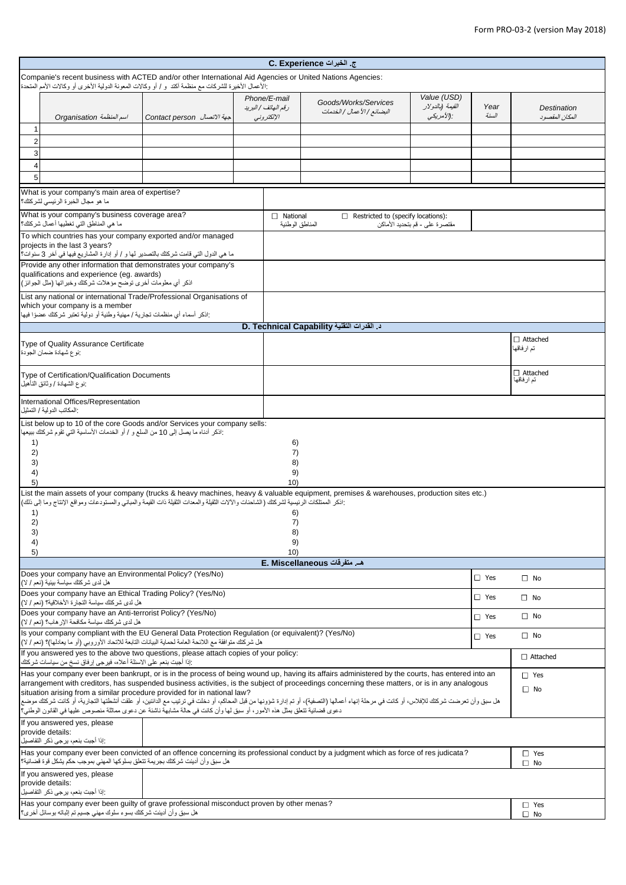## C. Experience ج. الخبرات

Companie's recent business with ACTED and/or other International Aid Agencies or United Nations Agencies:
:الأعمال الأخيرة للشركات مع منظمة اكتد و / أو وكالات المعونة الدولية الأخرى أو وكالات الأمم المتحدة

| | Organisation اسم المنظمة | Contact person جهة الاتصال | Phone/E-mail رقم الهاتف / البريد الإلكتروني | Goods/Works/Services البضائع / الأعمال / الخدمات | Value (USD) القيمة (بالدولار الأمريكي): | Year السنة | Destination المكان المقصود |
|---|---|---|---|---|---|---|---|
| 1 | | | | | | | |
| 2 | | | | | | | |
| 3 | | | | | | | |
| 4 | | | | | | | |
| 5 | | | | | | | |

| | |
|---|---|
| What is your company's main area of expertise? ما هو مجال الخبرة الرئيسي لشركتك؟ | |
| What is your company's business coverage area? ما هي المناطق التي تغطيها أعمال شركتك؟ | ☐ National المناطق الوطنية ☐ Restricted to (specify locations): مقتصرة على - قم بتحديد الأماكن |
| To which countries has your company exported and/or managed projects in the last 3 years? ما هي الدول التي قامت شركتك بالتصدير لها و / أو إدارة المشاريع فيها في آخر 3 سنوات؟ | |
| Provide any other information that demonstrates your company's qualifications and experience (eg. awards) اذكر أي معلومات أخرى توضح مؤهلات شركتك وخبراتها (مثل الجوائز) | |
| List any national or international Trade/Professional Organisations of which your company is a member :اذكر أسماء أي منظمات تجارية / مهنية وطنية أو دولية تعتبر شركتك عضوًا فيها | |

## D. Technical Capability د. القدرات التقنية

| | | |
|---|---|---|
| Type of Quality Assurance Certificate :نوع شهادة ضمان الجودة | | ☐ Attached تم ارفاقها |
| Type of Certification/Qualification Documents :نوع الشهادة / وثائق التأهيل | | ☐ Attached تم ارفاقها |
| International Offices/Representation :المكاتب الدولية / التمثيل | | |

List below up to 10 of the core Goods and/or Services your company sells:
:اذكر أدناه ما يصل إلى 10 من السلع و / أو الخدمات الأساسية التي تقوم شركتك ببيعها

| | |
|---|---|
| 1) | 6) |
| 2) | 7) |
| 3) | 8) |
| 4) | 9) |
| 5) | 10) |

List the main assets of your company (trucks & heavy machines, heavy & valuable equipment, premises & warehouses, production sites etc.)
:اذكر الممتلكات الرئيسية لشركتك (الشاحنات والآلات الثقيلة والمعدات الثقيلة ذات القيمة والمباني والمستودعات ومواقع الإنتاج وما إلى ذلك)

| | |
|---|---|
| 1) | 6) |
| 2) | 7) |
| 3) | 8) |
| 4) | 9) |
| 5) | 10) |

## E. Miscellaneous هـ. متفرقات

| | | |
|---|---|---|
| Does your company have an Environmental Policy? (Yes/No) هل لدى شركتك سياسة بيئية (نعم / لا) | ☐ Yes | ☐ No |
| Does your company have an Ethical Trading Policy? (Yes/No) هل لدى شركتك سياسة التجارة الأخلاقية؟ (نعم / لا) | ☐ Yes | ☐ No |
| Does your company have an Anti-terrorist Policy? (Yes/No) هل لدى شركتك سياسة مكافحة الإرهاب؟ (نعم / لا) | ☐ Yes | ☐ No |
| Is your company compliant with the EU General Data Protection Regulation (or equivalent)? (Yes/No) هل شركتك متوافقة مع اللائحة العامة لحماية البيانات التابعة للاتحاد الأوروبي (أو ما يعادلها)؟ (نعم / لا) | ☐ Yes | ☐ No |
| If you answered yes to the above two questions, please attach copies of your policy: :إذا أجبت بنعم على الاسئلة أعلاه، فيرجى إرفاق نسخ من سياسات شركتك | | ☐ Attached |
| Has your company ever been bankrupt, or is in the process of being wound up, having its affairs administered by the courts, has entered into an arrangement with creditors, has suspended business activities, is the subject of proceedings concerning these matters, or is in any analogous situation arising from a similar procedure provided for in national law? هل سبق وأن تعرضت شركتك للإفلاس، أو كانت في مرحلة إنهاء أعمالها (التصفية)، أو تم إدارة شؤونها من قبل المحاكم، أو دخلت في ترتيب مع الدائنين، أو علقت أنشطتها التجارية، أو كانت شركتك موضع دعوى قضائية تتعلق بمثل هذه الأمور، أو سبق لها وأن كانت في حالة مشابهة ناشئة عن دعوى مماثلة منصوص عليها في القانون الوطني؟ | | ☐ Yes ☐ No |
| If you answered yes, please provide details: :إذا أجبت بنعم، يرجى ذكر التفاصيل | | |
| Has your company ever been convicted of an offence concerning its professional conduct by a judgment which as force of res judicata? هل سبق وأن أدينت شركتك بجريمة تتعلق بسلوكها المهني بموجب حكم يشكل قوة قضائية؟ | | ☐ Yes ☐ No |
| If you answered yes, please provide details: :إذا أجبت بنعم، يرجى ذكر التفاصيل | | |
| Has your company ever been guilty of grave professional misconduct proven by other menas? هل سبق وأن أدينت شركتك بسوء سلوك مهني جسيم تم إثباته بوسائل أخرى؟ | | ☐ Yes ☐ No |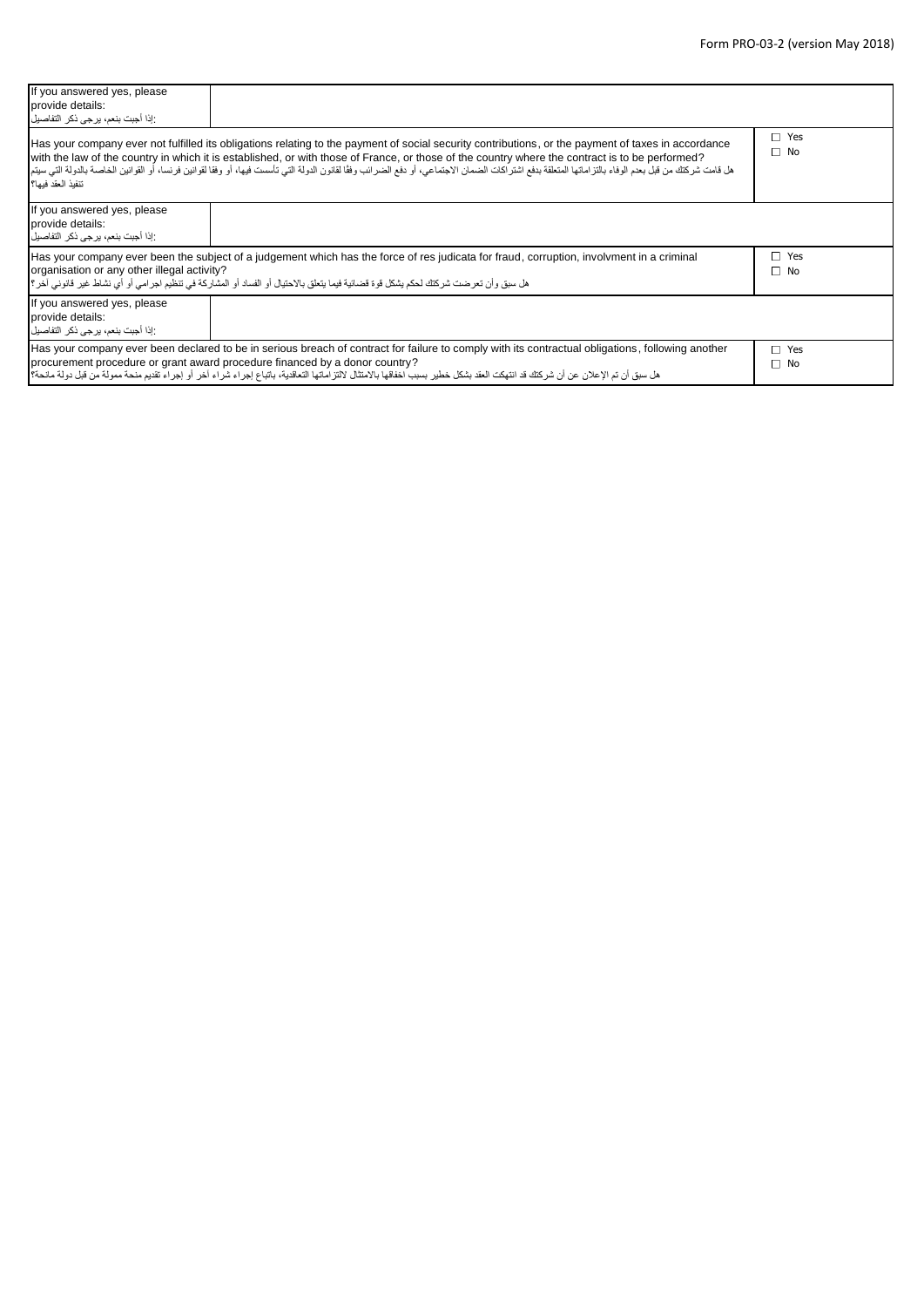| | | |
|---|---|---|
| If you answered yes, please provide details:<br>:إذا أجبت بنعم، يرجى ذكر التفاصيل | | |
| Has your company ever not fulfilled its obligations relating to the payment of social security contributions, or the payment of taxes in accordance with the law of the country in which it is established, or with those of France, or those of the country where the contract is to be performed?<br>هل قامت شركتك من قبل بعدم الوفاء بالتزاماتها المتعلقة بدفع اشتراكات الضمان الاجتماعي، أو دفع الضرائب وفقًا لقانون الدولة التي تأسست فيها، أو وفقا لقوانين فرنسا، أو القوانين الخاصة بالدولة التي سيتم تنفيذ العقد فيها؟ | | ☐ Yes<br>☐ No |
| If you answered yes, please provide details:<br>:إذا أجبت بنعم، يرجى ذكر التفاصيل | | |
| Has your company ever been the subject of a judgement which has the force of res judicata for fraud, corruption, involvment in a criminal organisation or any other illegal activity?<br>هل سبق وأن تعرضت شركتك لحكم يشكل قوة قضائية فيما يتعلق بالاحتيال أو الفساد أو المشاركة في تنظيم اجرامي أو أي نشاط غير قانوني آخر؟ | | ☐ Yes<br>☐ No |
| If you answered yes, please provide details:<br>:إذا أجبت بنعم، يرجى ذكر التفاصيل | | |
| Has your company ever been declared to be in serious breach of contract for failure to comply with its contractual obligations, following another procurement procedure or grant award procedure financed by a donor country?<br>هل سبق أن تم الإعلان عن أن شركتك قد انتهكت العقد بشكل خطير بسبب اخفاقها بالامتثال لالتزاماتها التعاقدية، باتباع إجراء شراء آخر أو إجراء تقديم منحة ممولة من قبل دولة مانحة؟ | | ☐ Yes<br>☐ No |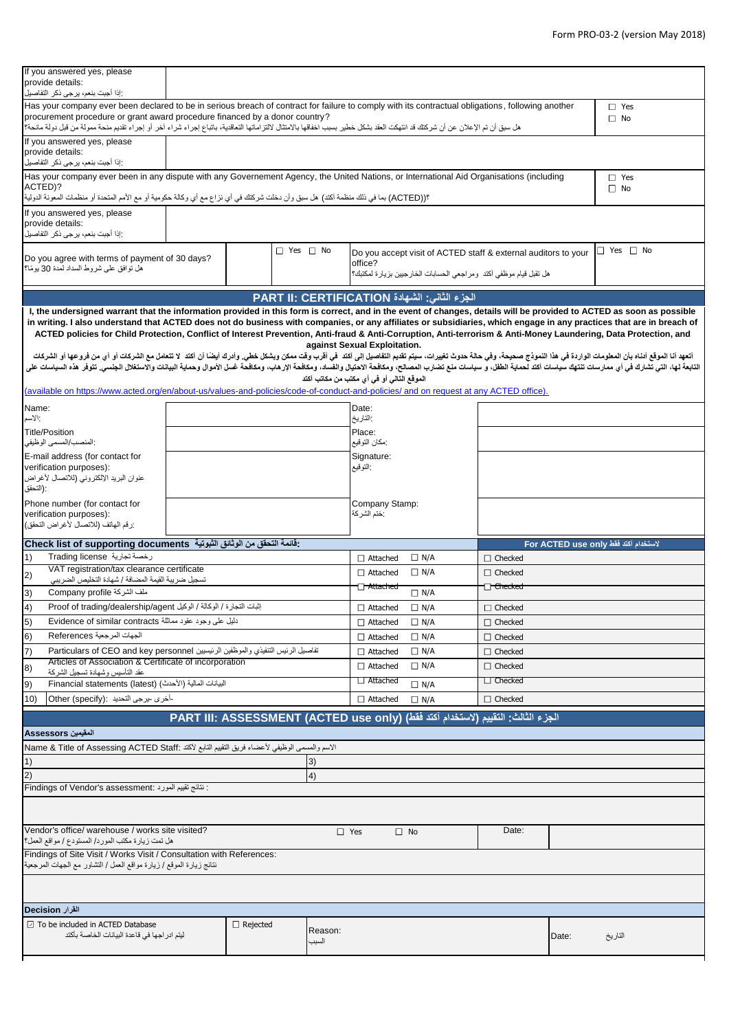| If you answered yes, please provide details: :إذا أجبت بنعم، يرجى ذكر التفاصيل | |
|---|---|
| Has your company ever been declared to be in serious breach of contract for failure to comply with its contractual obligations, following another procurement procedure or grant award procedure financed by a donor country? هل سبق أن تم الإعلان عن أن شركتك قد انتهكت العقد بشكل خطير بسبب اخفاقها بالامتثال لالتزاماتها التعاقدية، باتباع إجراء شراء آخر أو إجراء تقديم منحة ممولة من قبل دولة مانحة؟ | ☐ Yes ☐ No |
| If you answered yes, please provide details: :إذا أجبت بنعم، يرجى ذكر التفاصيل | |
| Has your company ever been in any dispute with any Governement Agency, the United Nations, or International Aid Organisations (including ACTED)? هل سبق وأن دخلت شركتك في أي نزاع مع أي وكالة حكومية أو مع الأمم المتحدة أو منظمات المعونة الدولية (بما في ذلك منظمة أكتد (ACTED))؟ | ☐ Yes ☐ No |
| If you answered yes, please provide details: :إذا أجبت بنعم، يرجى ذكر التفاصيل | |

| Do you agree with terms of payment of 30 days? هل توافق على شروط السداد لمدة 30 يومًا؟ | ☐ Yes ☐ No | Do you accept visit of ACTED staff & external auditors to your office? هل تقبل قيام موظفي أكتد ومراجعي الحسابات الخارجيين بزيارة لمكتبك؟ | ☐ Yes ☐ No |
|---|---|---|---|

## PART II: CERTIFICATION الجزء الثاني: الشهادة

**I, the undersigned warrant that the information provided in this form is correct, and in the event of changes, details will be provided to ACTED as soon as possible in writing. I also understand that ACTED does not do business with companies, or any affiliates or subsidiaries, which engage in any practices that are in breach of ACTED policies for Child Protection, Conflict of Interest Prevention, Anti-fraud & Anti-Corruption, Anti-terrorism & Anti-Money Laundering, Data Protection, and against Sexual Exploitation.**

**أتعهد أنا الموقع أدناه بأن المعلومات الواردة في هذا النموذج صحيحة، وفي حالة حدوث تغييرات، سيتم تقديم التفاصيل إلى أكتد في أقرب وقت ممكن وبشكل خطي. وأدرك أيضاً أن أكتد لا تتعامل مع الشركات أو أي من فروعها أو الشركات التابعة لها، التي تشارك في أي ممارسات تنتهك سياسات أكتد لحماية الطفل، و سياسات منع تضارب المصالح، ومكافحة الاحتيال والفساد، ومكافحة الارهاب، ومكافحة غسل الأموال وحماية البيانات والاستغلال الجنسي. تتوفر هذه السياسات على الموقع التالي أو في أي مكتب من مكاتب أكتد**

(available on https://www.acted.org/en/about-us/values-and-policies/code-of-conduct-and-policies/ and on request at any ACTED office).

| Name: :الاسم | | Date: :التاريخ | |
|---|---|---|---|
| Title/Position :المنصب/المسمى الوظيفي | | Place: :مكان التوقيع | |
| E-mail address (for contact for verification purposes): عنوان البريد الإلكتروني (للاتصال لأغراض التحقق): | | Signature: :التوقيع | |
| Phone number (for contact for verification purposes): :رقم الهاتف (للاتصال لأغراض التحقق) | | Company Stamp: :ختم الشركة | |

| Check list of supporting documents :قائمة التحقق من الوثائق الثبوتية | | For ACTED use only لاستخدام أكتد فقط |
|---|---|---|
| 1) Trading license رخصة تجارية | ☐ Attached ☐ N/A | ☐ Checked |
| 2) VAT registration/tax clearance certificate تسجيل ضريبة القيمة المضافة / شهادة التخليص الضريبي | ☐ Attached ☐ N/A | ☐ Checked |
| 3) Company profile ملف الشركة | ☐ Attached ☐ N/A | ☐ Checked |
| 4) Proof of trading/dealership/agent إثبات التجارة / الوكالة / الوكيل | ☐ Attached ☐ N/A | ☐ Checked |
| 5) Evidence of similar contracts دليل على وجود عقود مماثلة | ☐ Attached ☐ N/A | ☐ Checked |
| 6) References الجهات المرجعية | ☐ Attached ☐ N/A | ☐ Checked |
| 7) Particulars of CEO and key personnel تفاصيل الرئيس التنفيذي والموظفين الرئيسيين | ☐ Attached ☐ N/A | ☐ Checked |
| 8) Articles of Association & Certificate of incorporation عقد التأسيس وشهادة تسجيل الشركة | ☐ Attached ☐ N/A | ☐ Checked |
| 9) Financial statements (latest) البيانات المالية (الأحدث) | ☐ Attached ☐ N/A | ☐ Checked |
| 10) Other (specify): أخرى-يرجى التحديد | ☐ Attached ☐ N/A | ☐ Checked |

## PART III: ASSESSMENT (ACTED use only) الجزء الثالث: التقييم (لاستخدام أكتد فقط)

| Assessors المقيمين | | | | |
|---|---|---|---|---|
| Name & Title of Assessing ACTED Staff: الاسم والمسمى الوظيفي لأعضاء فريق التقييم التابع لأكتد | | | | |
| 1) | 3) | | | |
| 2) | 4) | | | |
| Findings of Vendor's assessment: نتائج تقييم المورد : | | | | |
| | | | | |
| Vendor's office/ warehouse / works site visited? هل تمت زيارة مكتب المورد/ المستودع / مواقع العمل؟ | ☐ Yes ☐ No | | Date: | |
| Findings of Site Visit / Works Visit / Consultation with References: نتائج زيارة الموقع / زيارة مواقع العمل / التشاور مع الجهات المرجعية | | | | |
| | | | | |
| Decision القرار | | | | |
| ☑ To be included in ACTED Database ليتم ادراجها في قاعدة البيانات الخاصة بأكتد | ☐ Rejected | Reason: السبب | Date: | التاريخ |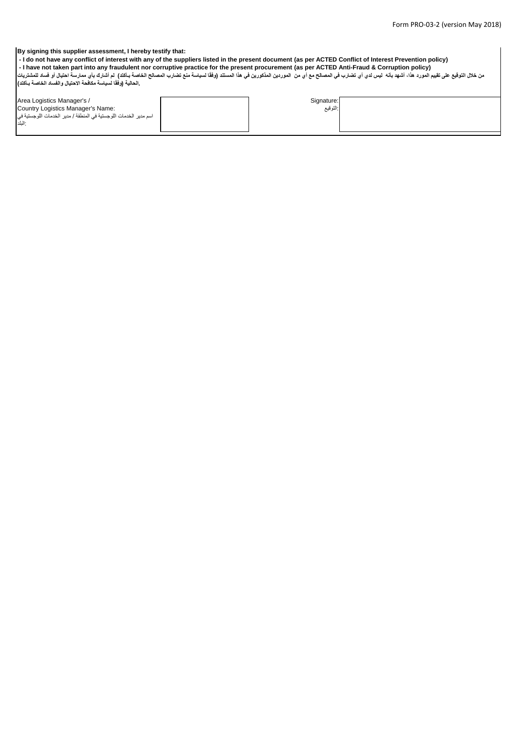Form PRO-03-2 (version May 2018)

**By signing this supplier assessment, I hereby testify that:**

**- I do not have any conflict of interest with any of the suppliers listed in the present document (as per ACTED Conflict of Interest Prevention policy)**

**- I have not taken part into any fraudulent nor corruptive practice for the present procurement (as per ACTED Anti-Fraud & Corruption policy)**

**من خلال التوقيع على تقييم المورد هذا، أشهد بأنه ليس لدي أي تضارب في المصالح مع أي من الموردين المذكورين في هذا المستند (وفقًا لسياسة منع تضارب المصالح الخاصة بأكتد) لم أشارك بأي ممارسة احتيال أو فساد للمشتريات الحالية (وفقًا لسياسة مكافحة الاحتيال والفساد الخاصة بأكتد).**

| | | | |
|---|---|---|---|
| Area Logistics Manager's / Country Logistics Manager's Name: اسم مدير الخدمات اللوجستية في المنطقة / مدير الخدمات اللوجستية في البلد: | | Signature: التوقيع: | |